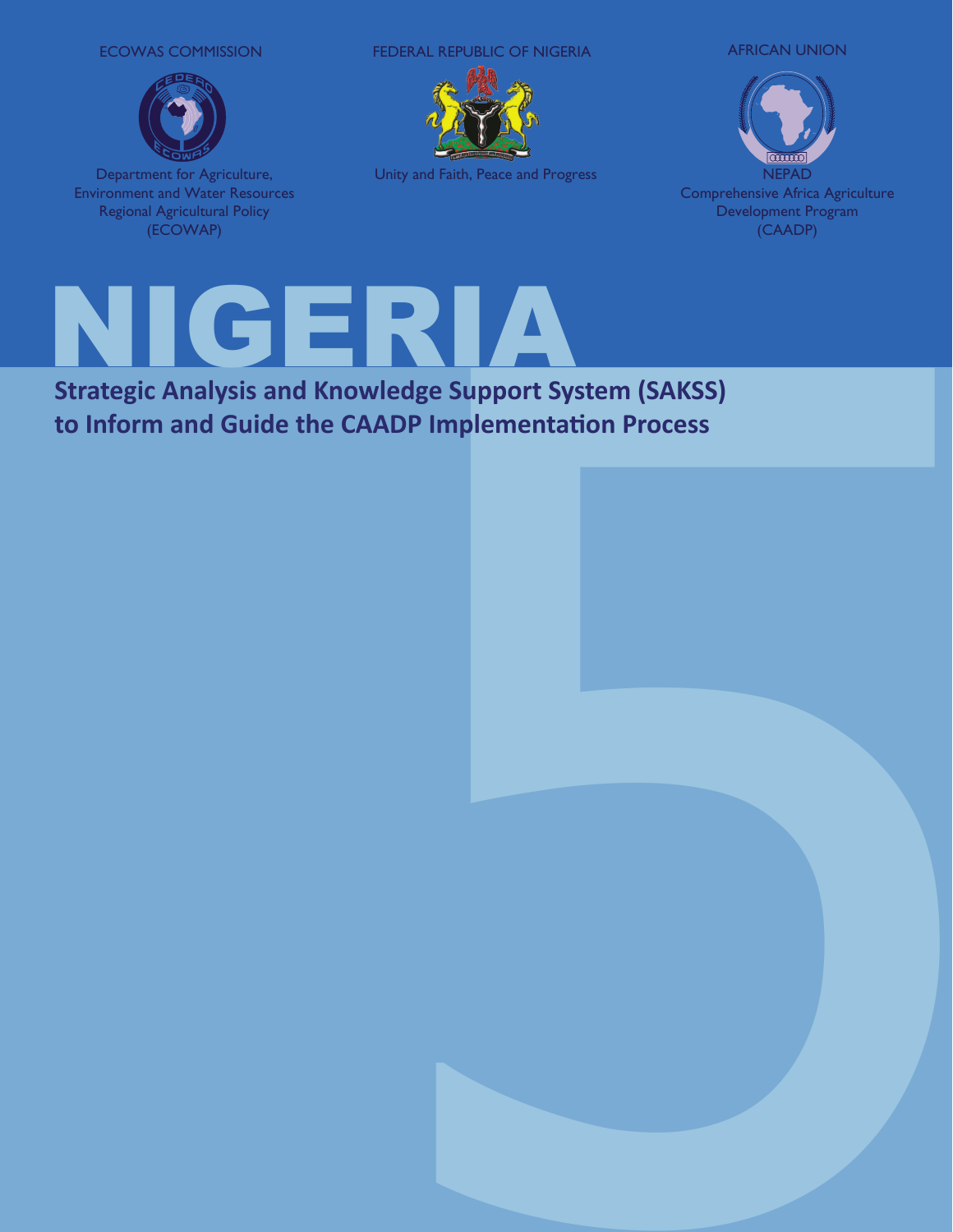ECOWAS COMMISSION

Department for Agriculture, Environment and Water Resources Regional Agricultural Policy (ECOWAP)

FEDERAL REPUBLIC OF NIGERIA

Unity and Faith, Peace and Progress

AFRICAN UNION

NEPAD Comprehensive Africa Agriculture Development Program (CAADP)

# NIGERIA

## Strategic Analysis and Knowledge Support System (SAKSS) to Inform and Guide the CAADP Implementation Process

5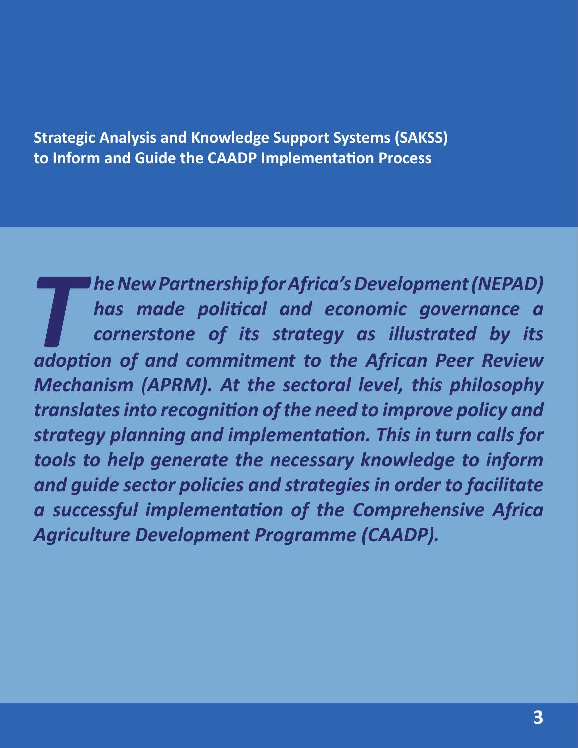**Strategic Analysis and Knowledge Support Systems (SAKSS) to Inform and Guide the CAADP Implementation Process**

***The New Partnership for Africa's Development (NEPAD) has made political and economic governance a cornerstone of its strategy as illustrated by its adoption of and commitment to the African Peer Review Mechanism (APRM). At the sectoral level, this philosophy translates into recognition of the need to improve policy and strategy planning and implementation. This in turn calls for tools to help generate the necessary knowledge to inform and guide sector policies and strategies in order to facilitate a successful implementation of the Comprehensive Africa Agriculture Development Programme (CAADP).***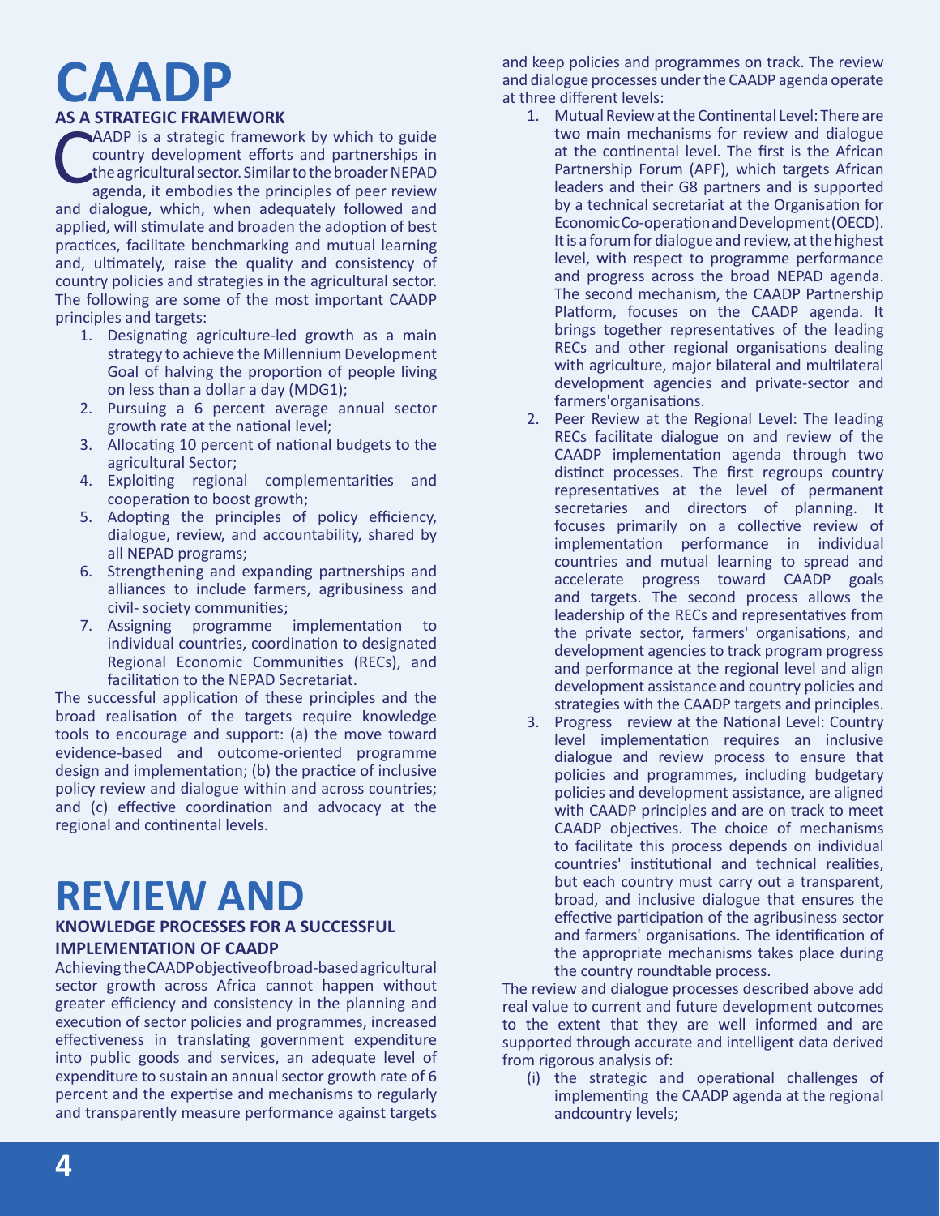# CAADP

## AS A STRATEGIC FRAMEWORK

CAADP is a strategic framework by which to guide country development efforts and partnerships in the agricultural sector. Similar to the broader NEPAD agenda, it embodies the principles of peer review and dialogue, which, when adequately followed and applied, will stimulate and broaden the adoption of best practices, facilitate benchmarking and mutual learning and, ultimately, raise the quality and consistency of country policies and strategies in the agricultural sector. The following are some of the most important CAADP principles and targets:

1. Designating agriculture-led growth as a main strategy to achieve the Millennium Development Goal of halving the proportion of people living on less than a dollar a day (MDG1);
2. Pursuing a 6 percent average annual sector growth rate at the national level;
3. Allocating 10 percent of national budgets to the agricultural Sector;
4. Exploiting regional complementarities and cooperation to boost growth;
5. Adopting the principles of policy efficiency, dialogue, review, and accountability, shared by all NEPAD programs;
6. Strengthening and expanding partnerships and alliances to include farmers, agribusiness and civil- society communities;
7. Assigning programme implementation to individual countries, coordination to designated Regional Economic Communities (RECs), and facilitation to the NEPAD Secretariat.

The successful application of these principles and the broad realisation of the targets require knowledge tools to encourage and support: (a) the move toward evidence-based and outcome-oriented programme design and implementation; (b) the practice of inclusive policy review and dialogue within and across countries; and (c) effective coordination and advocacy at the regional and continental levels.

# REVIEW AND

## KNOWLEDGE PROCESSES FOR A SUCCESSFUL IMPLEMENTATION OF CAADP

Achieving the CAADP objective of broad-based agricultural sector growth across Africa cannot happen without greater efficiency and consistency in the planning and execution of sector policies and programmes, increased effectiveness in translating government expenditure into public goods and services, an adequate level of expenditure to sustain an annual sector growth rate of 6 percent and the expertise and mechanisms to regularly and transparently measure performance against targets and keep policies and programmes on track. The review and dialogue processes under the CAADP agenda operate at three different levels:

1. Mutual Review at the Continental Level: There are two main mechanisms for review and dialogue at the continental level. The first is the African Partnership Forum (APF), which targets African leaders and their G8 partners and is supported by a technical secretariat at the Organisation for Economic Co-operation and Development (OECD). It is a forum for dialogue and review, at the highest level, with respect to programme performance and progress across the broad NEPAD agenda. The second mechanism, the CAADP Partnership Platform, focuses on the CAADP agenda. It brings together representatives of the leading RECs and other regional organisations dealing with agriculture, major bilateral and multilateral development agencies and private-sector and farmers'organisations.
2. Peer Review at the Regional Level: The leading RECs facilitate dialogue on and review of the CAADP implementation agenda through two distinct processes. The first regroups country representatives at the level of permanent secretaries and directors of planning. It focuses primarily on a collective review of implementation performance in individual countries and mutual learning to spread and accelerate progress toward CAADP goals and targets. The second process allows the leadership of the RECs and representatives from the private sector, farmers' organisations, and development agencies to track program progress and performance at the regional level and align development assistance and country policies and strategies with the CAADP targets and principles.
3. Progress review at the National Level: Country level implementation requires an inclusive dialogue and review process to ensure that policies and programmes, including budgetary policies and development assistance, are aligned with CAADP principles and are on track to meet CAADP objectives. The choice of mechanisms to facilitate this process depends on individual countries' institutional and technical realities, but each country must carry out a transparent, broad, and inclusive dialogue that ensures the effective participation of the agribusiness sector and farmers' organisations. The identification of the appropriate mechanisms takes place during the country roundtable process.

The review and dialogue processes described above add real value to current and future development outcomes to the extent that they are well informed and are supported through accurate and intelligent data derived from rigorous analysis of:

(i) the strategic and operational challenges of implementing the CAADP agenda at the regional andcountry levels;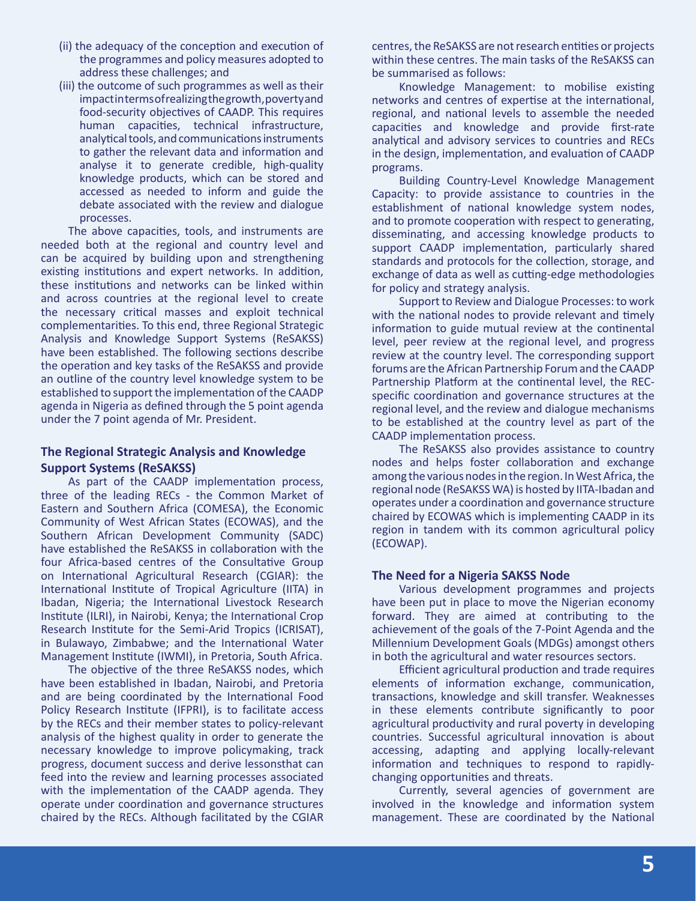(ii) the adequacy of the conception and execution of the programmes and policy measures adopted to address these challenges; and

(iii) the outcome of such programmes as well as their impact in terms of realizing the growth, poverty and food-security objectives of CAADP. This requires human capacities, technical infrastructure, analytical tools, and communications instruments to gather the relevant data and information and analyse it to generate credible, high-quality knowledge products, which can be stored and accessed as needed to inform and guide the debate associated with the review and dialogue processes.

The above capacities, tools, and instruments are needed both at the regional and country level and can be acquired by building upon and strengthening existing institutions and expert networks. In addition, these institutions and networks can be linked within and across countries at the regional level to create the necessary critical masses and exploit technical complementarities. To this end, three Regional Strategic Analysis and Knowledge Support Systems (ReSAKSS) have been established. The following sections describe the operation and key tasks of the ReSAKSS and provide an outline of the country level knowledge system to be established to support the implementation of the CAADP agenda in Nigeria as defined through the 5 point agenda under the 7 point agenda of Mr. President.

## The Regional Strategic Analysis and Knowledge Support Systems (ReSAKSS)

As part of the CAADP implementation process, three of the leading RECs - the Common Market of Eastern and Southern Africa (COMESA), the Economic Community of West African States (ECOWAS), and the Southern African Development Community (SADC) have established the ReSAKSS in collaboration with the four Africa-based centres of the Consultative Group on International Agricultural Research (CGIAR): the International Institute of Tropical Agriculture (IITA) in Ibadan, Nigeria; the International Livestock Research Institute (ILRI), in Nairobi, Kenya; the International Crop Research Institute for the Semi-Arid Tropics (ICRISAT), in Bulawayo, Zimbabwe; and the International Water Management Institute (IWMI), in Pretoria, South Africa.

The objective of the three ReSAKSS nodes, which have been established in Ibadan, Nairobi, and Pretoria and are being coordinated by the International Food Policy Research Institute (IFPRI), is to facilitate access by the RECs and their member states to policy-relevant analysis of the highest quality in order to generate the necessary knowledge to improve policymaking, track progress, document success and derive lessonsthat can feed into the review and learning processes associated with the implementation of the CAADP agenda. They operate under coordination and governance structures chaired by the RECs. Although facilitated by the CGIAR centres, the ReSAKSS are not research entities or projects within these centres. The main tasks of the ReSAKSS can be summarised as follows:

Knowledge Management: to mobilise existing networks and centres of expertise at the international, regional, and national levels to assemble the needed capacities and knowledge and provide first-rate analytical and advisory services to countries and RECs in the design, implementation, and evaluation of CAADP programs.

Building Country-Level Knowledge Management Capacity: to provide assistance to countries in the establishment of national knowledge system nodes, and to promote cooperation with respect to generating, disseminating, and accessing knowledge products to support CAADP implementation, particularly shared standards and protocols for the collection, storage, and exchange of data as well as cutting-edge methodologies for policy and strategy analysis.

Support to Review and Dialogue Processes: to work with the national nodes to provide relevant and timely information to guide mutual review at the continental level, peer review at the regional level, and progress review at the country level. The corresponding support forums are the African Partnership Forum and the CAADP Partnership Platform at the continental level, the REC-specific coordination and governance structures at the regional level, and the review and dialogue mechanisms to be established at the country level as part of the CAADP implementation process.

The ReSAKSS also provides assistance to country nodes and helps foster collaboration and exchange among the various nodes in the region. In West Africa, the regional node (ReSAKSS WA) is hosted by IITA-Ibadan and operates under a coordination and governance structure chaired by ECOWAS which is implementing CAADP in its region in tandem with its common agricultural policy (ECOWAP).

## The Need for a Nigeria SAKSS Node

Various development programmes and projects have been put in place to move the Nigerian economy forward. They are aimed at contributing to the achievement of the goals of the 7-Point Agenda and the Millennium Development Goals (MDGs) amongst others in both the agricultural and water resources sectors.

Efficient agricultural production and trade requires elements of information exchange, communication, transactions, knowledge and skill transfer. Weaknesses in these elements contribute significantly to poor agricultural productivity and rural poverty in developing countries. Successful agricultural innovation is about accessing, adapting and applying locally-relevant information and techniques to respond to rapidly-changing opportunities and threats.

Currently, several agencies of government are involved in the knowledge and information system management. These are coordinated by the National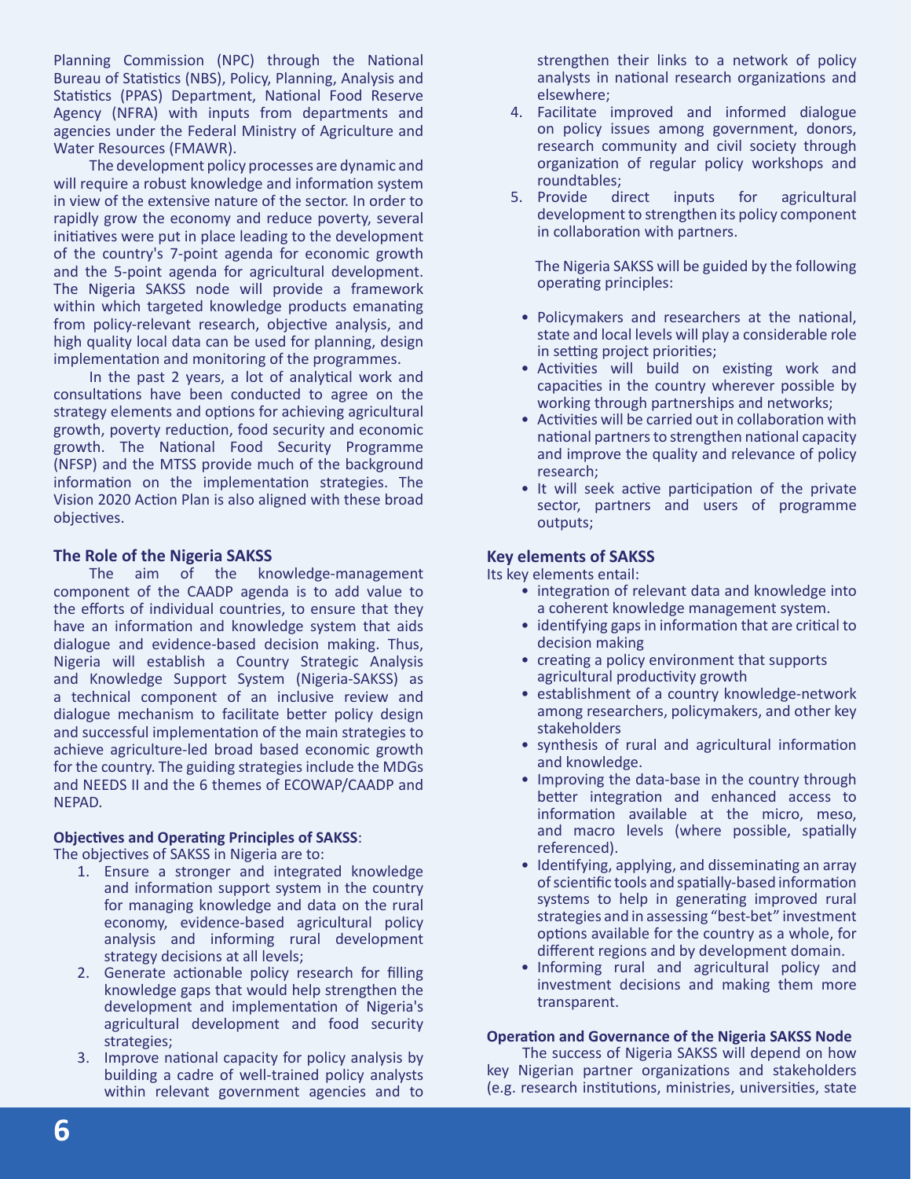Planning Commission (NPC) through the National Bureau of Statistics (NBS), Policy, Planning, Analysis and Statistics (PPAS) Department, National Food Reserve Agency (NFRA) with inputs from departments and agencies under the Federal Ministry of Agriculture and Water Resources (FMAWR).

The development policy processes are dynamic and will require a robust knowledge and information system in view of the extensive nature of the sector. In order to rapidly grow the economy and reduce poverty, several initiatives were put in place leading to the development of the country's 7-point agenda for economic growth and the 5-point agenda for agricultural development. The Nigeria SAKSS node will provide a framework within which targeted knowledge products emanating from policy-relevant research, objective analysis, and high quality local data can be used for planning, design implementation and monitoring of the programmes.

In the past 2 years, a lot of analytical work and consultations have been conducted to agree on the strategy elements and options for achieving agricultural growth, poverty reduction, food security and economic growth. The National Food Security Programme (NFSP) and the MTSS provide much of the background information on the implementation strategies. The Vision 2020 Action Plan is also aligned with these broad objectives.

### The Role of the Nigeria SAKSS

The aim of the knowledge-management component of the CAADP agenda is to add value to the efforts of individual countries, to ensure that they have an information and knowledge system that aids dialogue and evidence-based decision making. Thus, Nigeria will establish a Country Strategic Analysis and Knowledge Support System (Nigeria-SAKSS) as a technical component of an inclusive review and dialogue mechanism to facilitate better policy design and successful implementation of the main strategies to achieve agriculture-led broad based economic growth for the country. The guiding strategies include the MDGs and NEEDS II and the 6 themes of ECOWAP/CAADP and NEPAD.

**Objectives and Operating Principles of SAKSS**:

The objectives of SAKSS in Nigeria are to:

1. Ensure a stronger and integrated knowledge and information support system in the country for managing knowledge and data on the rural economy, evidence-based agricultural policy analysis and informing rural development strategy decisions at all levels;
2. Generate actionable policy research for filling knowledge gaps that would help strengthen the development and implementation of Nigeria's agricultural development and food security strategies;
3. Improve national capacity for policy analysis by building a cadre of well-trained policy analysts within relevant government agencies and to strengthen their links to a network of policy analysts in national research organizations and elsewhere;
4. Facilitate improved and informed dialogue on policy issues among government, donors, research community and civil society through organization of regular policy workshops and roundtables;
5. Provide direct inputs for agricultural development to strengthen its policy component in collaboration with partners.

The Nigeria SAKSS will be guided by the following operating principles:

- Policymakers and researchers at the national, state and local levels will play a considerable role in setting project priorities;
- Activities will build on existing work and capacities in the country wherever possible by working through partnerships and networks;
- Activities will be carried out in collaboration with national partners to strengthen national capacity and improve the quality and relevance of policy research;
- It will seek active participation of the private sector, partners and users of programme outputs;

### Key elements of SAKSS

Its key elements entail:

- integration of relevant data and knowledge into a coherent knowledge management system.
- identifying gaps in information that are critical to decision making
- creating a policy environment that supports agricultural productivity growth
- establishment of a country knowledge-network among researchers, policymakers, and other key stakeholders
- synthesis of rural and agricultural information and knowledge.
- Improving the data-base in the country through better integration and enhanced access to information available at the micro, meso, and macro levels (where possible, spatially referenced).
- Identifying, applying, and disseminating an array of scientific tools and spatially-based information systems to help in generating improved rural strategies and in assessing "best-bet" investment options available for the country as a whole, for different regions and by development domain.
- Informing rural and agricultural policy and investment decisions and making them more transparent.

**Operation and Governance of the Nigeria SAKSS Node**

The success of Nigeria SAKSS will depend on how key Nigerian partner organizations and stakeholders (e.g. research institutions, ministries, universities, state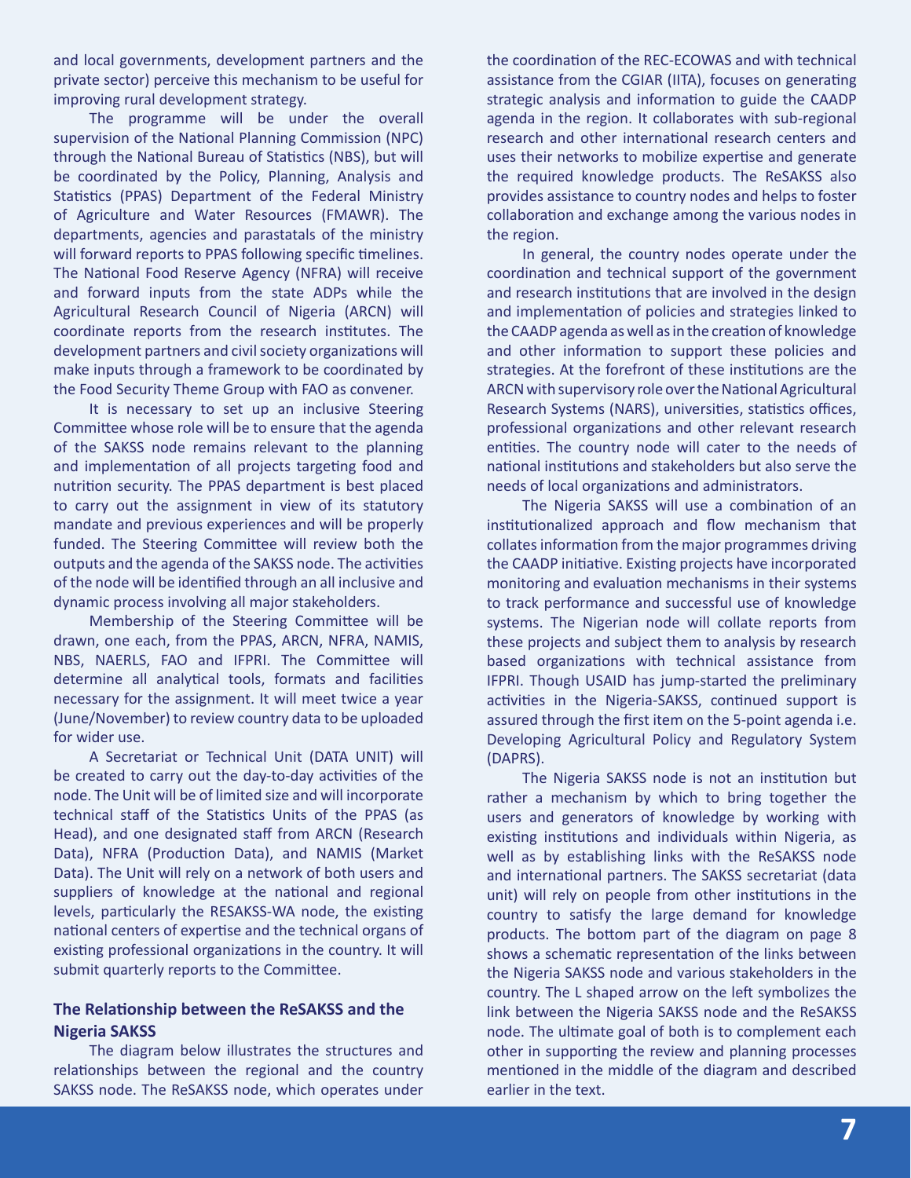and local governments, development partners and the private sector) perceive this mechanism to be useful for improving rural development strategy.

The programme will be under the overall supervision of the National Planning Commission (NPC) through the National Bureau of Statistics (NBS), but will be coordinated by the Policy, Planning, Analysis and Statistics (PPAS) Department of the Federal Ministry of Agriculture and Water Resources (FMAWR). The departments, agencies and parastatals of the ministry will forward reports to PPAS following specific timelines. The National Food Reserve Agency (NFRA) will receive and forward inputs from the state ADPs while the Agricultural Research Council of Nigeria (ARCN) will coordinate reports from the research institutes. The development partners and civil society organizations will make inputs through a framework to be coordinated by the Food Security Theme Group with FAO as convener.

It is necessary to set up an inclusive Steering Committee whose role will be to ensure that the agenda of the SAKSS node remains relevant to the planning and implementation of all projects targeting food and nutrition security. The PPAS department is best placed to carry out the assignment in view of its statutory mandate and previous experiences and will be properly funded. The Steering Committee will review both the outputs and the agenda of the SAKSS node. The activities of the node will be identified through an all inclusive and dynamic process involving all major stakeholders.

Membership of the Steering Committee will be drawn, one each, from the PPAS, ARCN, NFRA, NAMIS, NBS, NAERLS, FAO and IFPRI. The Committee will determine all analytical tools, formats and facilities necessary for the assignment. It will meet twice a year (June/November) to review country data to be uploaded for wider use.

A Secretariat or Technical Unit (DATA UNIT) will be created to carry out the day-to-day activities of the node. The Unit will be of limited size and will incorporate technical staff of the Statistics Units of the PPAS (as Head), and one designated staff from ARCN (Research Data), NFRA (Production Data), and NAMIS (Market Data). The Unit will rely on a network of both users and suppliers of knowledge at the national and regional levels, particularly the RESAKSS-WA node, the existing national centers of expertise and the technical organs of existing professional organizations in the country. It will submit quarterly reports to the Committee.

### The Relationship between the ReSAKSS and the Nigeria SAKSS

The diagram below illustrates the structures and relationships between the regional and the country SAKSS node. The ReSAKSS node, which operates under the coordination of the REC-ECOWAS and with technical assistance from the CGIAR (IITA), focuses on generating strategic analysis and information to guide the CAADP agenda in the region. It collaborates with sub-regional research and other international research centers and uses their networks to mobilize expertise and generate the required knowledge products. The ReSAKSS also provides assistance to country nodes and helps to foster collaboration and exchange among the various nodes in the region.

In general, the country nodes operate under the coordination and technical support of the government and research institutions that are involved in the design and implementation of policies and strategies linked to the CAADP agenda as well as in the creation of knowledge and other information to support these policies and strategies. At the forefront of these institutions are the ARCN with supervisory role over the National Agricultural Research Systems (NARS), universities, statistics offices, professional organizations and other relevant research entities. The country node will cater to the needs of national institutions and stakeholders but also serve the needs of local organizations and administrators.

The Nigeria SAKSS will use a combination of an institutionalized approach and flow mechanism that collates information from the major programmes driving the CAADP initiative. Existing projects have incorporated monitoring and evaluation mechanisms in their systems to track performance and successful use of knowledge systems. The Nigerian node will collate reports from these projects and subject them to analysis by research based organizations with technical assistance from IFPRI. Though USAID has jump-started the preliminary activities in the Nigeria-SAKSS, continued support is assured through the first item on the 5-point agenda i.e. Developing Agricultural Policy and Regulatory System (DAPRS).

The Nigeria SAKSS node is not an institution but rather a mechanism by which to bring together the users and generators of knowledge by working with existing institutions and individuals within Nigeria, as well as by establishing links with the ReSAKSS node and international partners. The SAKSS secretariat (data unit) will rely on people from other institutions in the country to satisfy the large demand for knowledge products. The bottom part of the diagram on page 8 shows a schematic representation of the links between the Nigeria SAKSS node and various stakeholders in the country. The L shaped arrow on the left symbolizes the link between the Nigeria SAKSS node and the ReSAKSS node. The ultimate goal of both is to complement each other in supporting the review and planning processes mentioned in the middle of the diagram and described earlier in the text.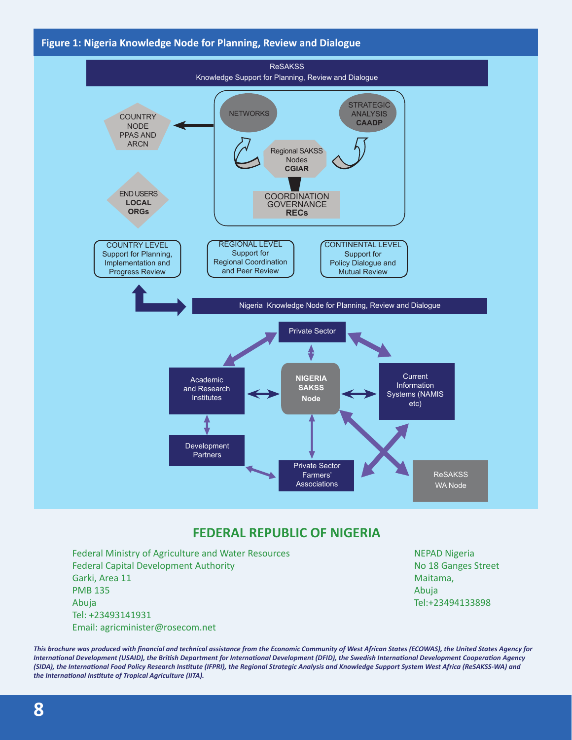**Figure 1: Nigeria Knowledge Node for Planning, Review and Dialogue**

ReSAKSS
Knowledge Support for Planning, Review and Dialogue

COUNTRY NODE PPAS AND ARCN

NETWORKS

STRATEGIC ANALYSIS **CAADP**

Regional SAKSS Nodes **CGIAR**

END USERS **LOCAL ORGs**

COORDINATION GOVERNANCE **RECs**

COUNTRY LEVEL Support for Planning, Implementation and Progress Review

REGIONAL LEVEL Support for Regional Coordination and Peer Review

CONTINENTAL LEVEL Support for Policy Dialogue and Mutual Review

Nigeria Knowledge Node for Planning, Review and Dialogue

Private Sector

Academic and Research Institutes

**NIGERIA SAKSS Node**

Current Information Systems (NAMIS etc)

Development Partners

Private Sector Farmers' Associations

ReSAKSS WA Node

## FEDERAL REPUBLIC OF NIGERIA

Federal Ministry of Agriculture and Water Resources
Federal Capital Development Authority
Garki, Area 11
PMB 135
Abuja
Tel: +23493141931
Email: agricminister@rosecom.net

NEPAD Nigeria
No 18 Ganges Street
Maitama,
Abuja
Tel:+23494133898

***This brochure was produced with financial and technical assistance from the Economic Community of West African States (ECOWAS), the United States Agency for International Development (USAID), the British Department for International Development (DFID), the Swedish International Development Cooperation Agency (SIDA), the International Food Policy Research Institute (IFPRI), the Regional Strategic Analysis and Knowledge Support System West Africa (ReSAKSS-WA) and the International Institute of Tropical Agriculture (IITA).***